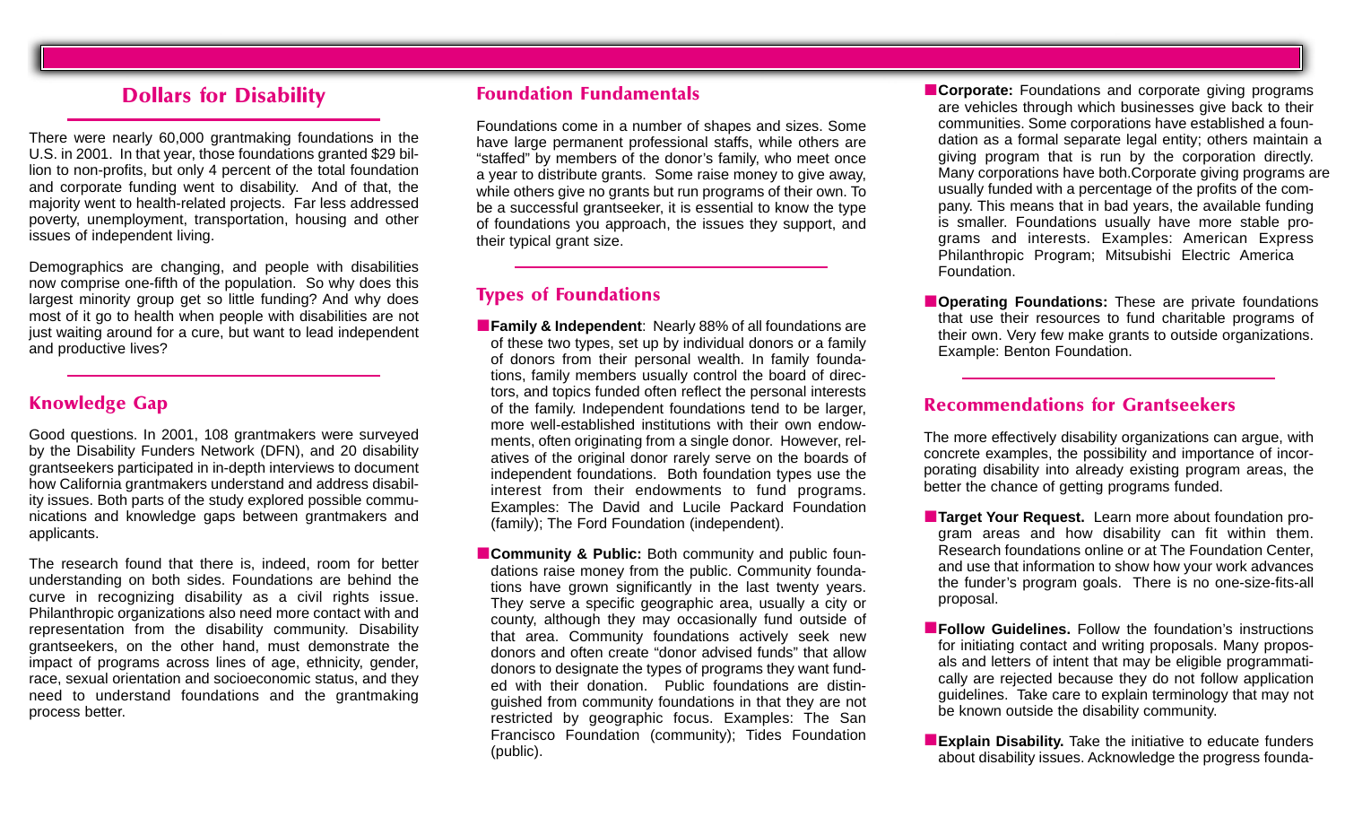## Dollars for Disability

There were nearly 60,000 grantmaking foundations in the U.S. in 2001. In that year, those foundations granted $29 billion to non-profits, but only 4 percent of the total foundation and corporate funding went to disability. And of that, the majority went to health-related projects. Far less addressed poverty, unemployment, transportation, housing and other issues of independent living.

Demographics are changing, and people with disabilities now comprise one-fifth of the population. So why does this largest minority group get so little funding? And why does most of it go to health when people with disabilities are not just waiting around for a cure, but want to lead independent and productive lives?

## Knowledge Gap

Good questions. In 2001, 108 grantmakers were surveyed by the Disability Funders Network (DFN), and 20 disability grantseekers participated in in-depth interviews to document how California grantmakers understand and address disability issues. Both parts of the study explored possible communications and knowledge gaps between grantmakers and applicants.

The research found that there is, indeed, room for better understanding on both sides. Foundations are behind the curve in recognizing disability as a civil rights issue. Philanthropic organizations also need more contact with and representation from the disability community. Disability grantseekers, on the other hand, must demonstrate the impact of programs across lines of age, ethnicity, gender, race, sexual orientation and socioeconomic status, and they need to understand foundations and the grantmaking process better.

## Foundation Fundamentals

Foundations come in a number of shapes and sizes. Some have large permanent professional staffs, while others are "staffed" by members of the donor's family, who meet once a year to distribute grants. Some raise money to give away, while others give no grants but run programs of their own. To be a successful grantseeker, it is essential to know the type of foundations you approach, the issues they support, and their typical grant size.

## Types of Foundations

- **Family & Independent**: Nearly 88% of all foundations are of these two types, set up by individual donors or a family of donors from their personal wealth. In family foundations, family members usually control the board of directors, and topics funded often reflect the personal interests of the family. Independent foundations tend to be larger, more well-established institutions with their own endowments, often originating from a single donor. However, relatives of the original donor rarely serve on the boards of independent foundations. Both foundation types use the interest from their endowments to fund programs. Examples: The David and Lucile Packard Foundation (family); The Ford Foundation (independent).

- **Community & Public:** Both community and public foundations raise money from the public. Community foundations have grown significantly in the last twenty years. They serve a specific geographic area, usually a city or county, although they may occasionally fund outside of that area. Community foundations actively seek new donors and often create "donor advised funds" that allow donors to designate the types of programs they want funded with their donation. Public foundations are distinguished from community foundations in that they are not restricted by geographic focus. Examples: The San Francisco Foundation (community); Tides Foundation (public).

- **Corporate:** Foundations and corporate giving programs are vehicles through which businesses give back to their communities. Some corporations have established a foundation as a formal separate legal entity; others maintain a giving program that is run by the corporation directly. Many corporations have both.Corporate giving programs are usually funded with a percentage of the profits of the company. This means that in bad years, the available funding is smaller. Foundations usually have more stable programs and interests. Examples: American Express Philanthropic Program; Mitsubishi Electric America Foundation.

- **Operating Foundations:** These are private foundations that use their resources to fund charitable programs of their own. Very few make grants to outside organizations. Example: Benton Foundation.

## Recommendations for Grantseekers

The more effectively disability organizations can argue, with concrete examples, the possibility and importance of incorporating disability into already existing program areas, the better the chance of getting programs funded.

- **Target Your Request.** Learn more about foundation program areas and how disability can fit within them. Research foundations online or at The Foundation Center, and use that information to show how your work advances the funder's program goals. There is no one-size-fits-all proposal.

- **Follow Guidelines.** Follow the foundation's instructions for initiating contact and writing proposals. Many proposals and letters of intent that may be eligible programmatically are rejected because they do not follow application guidelines. Take care to explain terminology that may not be known outside the disability community.

- **Explain Disability.** Take the initiative to educate funders about disability issues. Acknowledge the progress founda-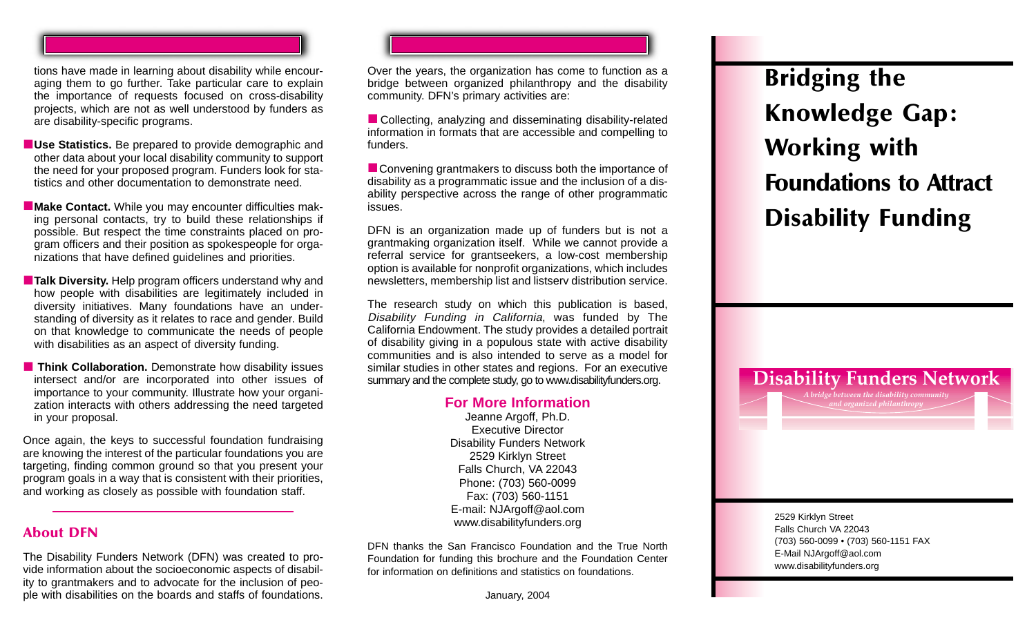tions have made in learning about disability while encouraging them to go further. Take particular care to explain the importance of requests focused on cross-disability projects, which are not as well understood by funders as are disability-specific programs.

- **Use Statistics.** Be prepared to provide demographic and other data about your local disability community to support the need for your proposed program. Funders look for statistics and other documentation to demonstrate need.

- **Make Contact.** While you may encounter difficulties making personal contacts, try to build these relationships if possible. But respect the time constraints placed on program officers and their position as spokespeople for organizations that have defined guidelines and priorities.

- **Talk Diversity.** Help program officers understand why and how people with disabilities are legitimately included in diversity initiatives. Many foundations have an understanding of diversity as it relates to race and gender. Build on that knowledge to communicate the needs of people with disabilities as an aspect of diversity funding.

- **Think Collaboration.** Demonstrate how disability issues intersect and/or are incorporated into other issues of importance to your community. Illustrate how your organization interacts with others addressing the need targeted in your proposal.

Once again, the keys to successful foundation fundraising are knowing the interest of the particular foundations you are targeting, finding common ground so that you present your program goals in a way that is consistent with their priorities, and working as closely as possible with foundation staff.

## About DFN

The Disability Funders Network (DFN) was created to provide information about the socioeconomic aspects of disability to grantmakers and to advocate for the inclusion of people with disabilities on the boards and staffs of foundations.

Over the years, the organization has come to function as a bridge between organized philanthropy and the disability community. DFN's primary activities are:

- Collecting, analyzing and disseminating disability-related information in formats that are accessible and compelling to funders.

- Convening grantmakers to discuss both the importance of disability as a programmatic issue and the inclusion of a disability perspective across the range of other programmatic issues.

DFN is an organization made up of funders but is not a grantmaking organization itself. While we cannot provide a referral service for grantseekers, a low-cost membership option is available for nonprofit organizations, which includes newsletters, membership list and listserv distribution service.

The research study on which this publication is based, *Disability Funding in California*, was funded by The California Endowment. The study provides a detailed portrait of disability giving in a populous state with active disability communities and is also intended to serve as a model for similar studies in other states and regions. For an executive summary and the complete study, go to www.disabilityfunders.org.

## For More Information

Jeanne Argoff, Ph.D.
Executive Director
Disability Funders Network
2529 Kirklyn Street
Falls Church, VA 22043
Phone: (703) 560-0099
Fax: (703) 560-1151
E-mail: NJArgoff@aol.com
www.disabilityfunders.org

DFN thanks the San Francisco Foundation and the True North Foundation for funding this brochure and the Foundation Center for information on definitions and statistics on foundations.

January, 2004

# Bridging the Knowledge Gap: Working with Foundations to Attract Disability Funding

**Disability Funders Network**

*A bridge between the disability community and organized philanthropy*

2529 Kirklyn Street
Falls Church VA 22043
(703) 560-0099 • (703) 560-1151 FAX
E-Mail NJArgoff@aol.com
www.disabilityfunders.org